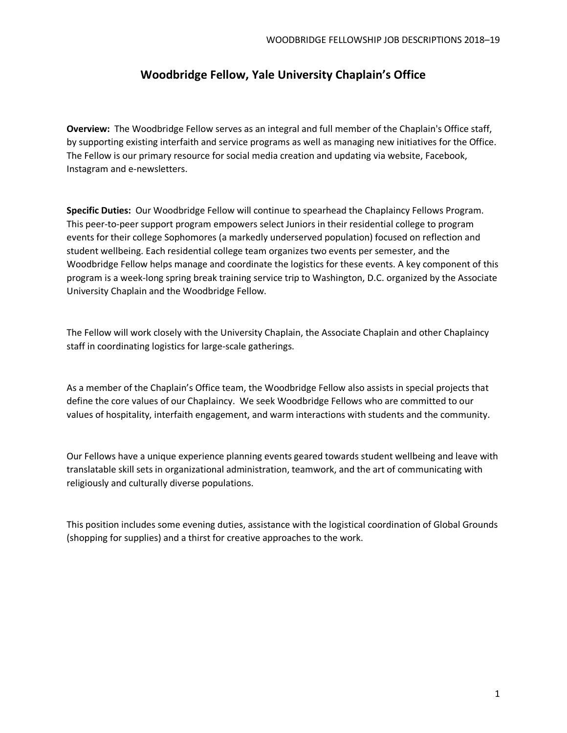# Woodbridge Fellow, Yale University Chaplain's Office

**Overview:** The Woodbridge Fellow serves as an integral and full member of the Chaplain's Office staff, by supporting existing interfaith and service programs as well as managing new initiatives for the Office. The Fellow is our primary resource for social media creation and updating via website, Facebook, Instagram and e-newsletters.

**Specific Duties:** Our Woodbridge Fellow will continue to spearhead the Chaplaincy Fellows Program. This peer-to-peer support program empowers select Juniors in their residential college to program events for their college Sophomores (a markedly underserved population) focused on reflection and student wellbeing. Each residential college team organizes two events per semester, and the Woodbridge Fellow helps manage and coordinate the logistics for these events. A key component of this program is a week-long spring break training service trip to Washington, D.C. organized by the Associate University Chaplain and the Woodbridge Fellow.

The Fellow will work closely with the University Chaplain, the Associate Chaplain and other Chaplaincy staff in coordinating logistics for large-scale gatherings.

As a member of the Chaplain's Office team, the Woodbridge Fellow also assists in special projects that define the core values of our Chaplaincy. We seek Woodbridge Fellows who are committed to our values of hospitality, interfaith engagement, and warm interactions with students and the community.

Our Fellows have a unique experience planning events geared towards student wellbeing and leave with translatable skill sets in organizational administration, teamwork, and the art of communicating with religiously and culturally diverse populations.

This position includes some evening duties, assistance with the logistical coordination of Global Grounds (shopping for supplies) and a thirst for creative approaches to the work.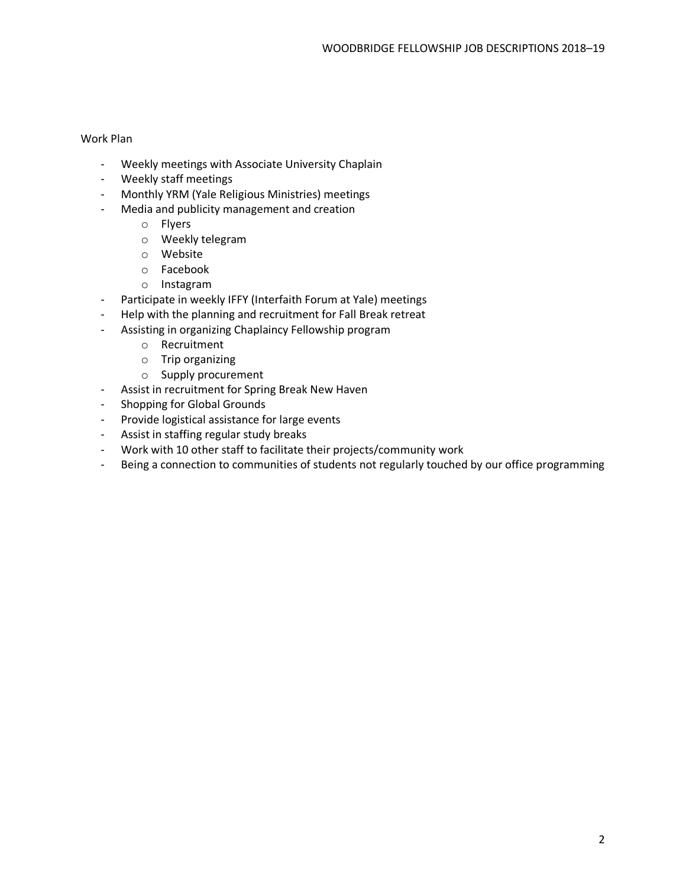Work Plan

- Weekly meetings with Associate University Chaplain
- Weekly staff meetings
- Monthly YRM (Yale Religious Ministries) meetings
- Media and publicity management and creation
    - Flyers
    - Weekly telegram
    - Website
    - Facebook
    - Instagram
- Participate in weekly IFFY (Interfaith Forum at Yale) meetings
- Help with the planning and recruitment for Fall Break retreat
- Assisting in organizing Chaplaincy Fellowship program
    - Recruitment
    - Trip organizing
    - Supply procurement
- Assist in recruitment for Spring Break New Haven
- Shopping for Global Grounds
- Provide logistical assistance for large events
- Assist in staffing regular study breaks
- Work with 10 other staff to facilitate their projects/community work
- Being a connection to communities of students not regularly touched by our office programming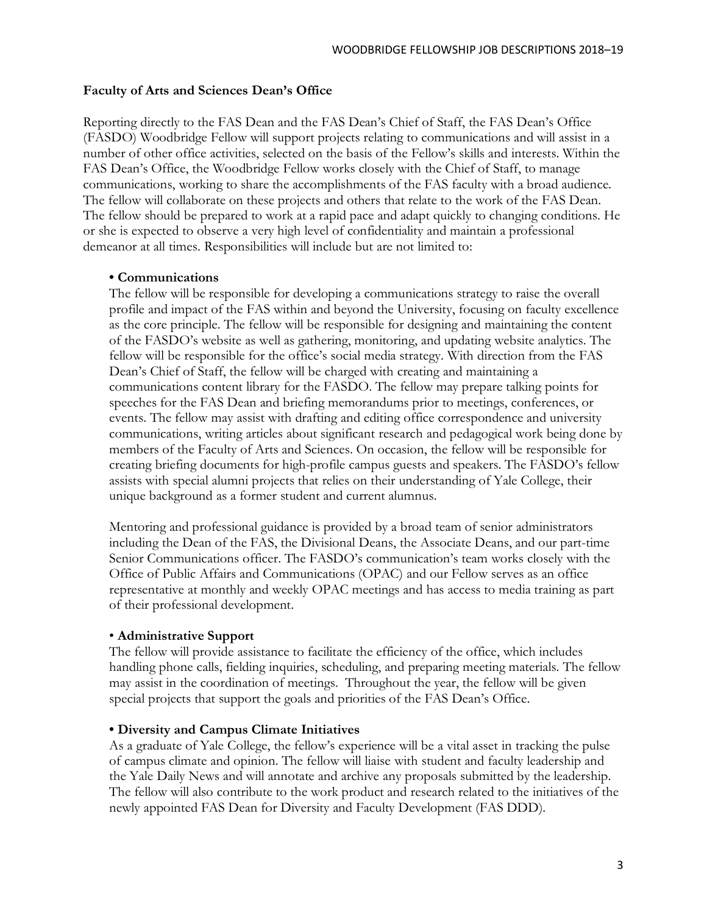## Faculty of Arts and Sciences Dean's Office

Reporting directly to the FAS Dean and the FAS Dean's Chief of Staff, the FAS Dean's Office (FASDO) Woodbridge Fellow will support projects relating to communications and will assist in a number of other office activities, selected on the basis of the Fellow's skills and interests. Within the FAS Dean's Office, the Woodbridge Fellow works closely with the Chief of Staff, to manage communications, working to share the accomplishments of the FAS faculty with a broad audience. The fellow will collaborate on these projects and others that relate to the work of the FAS Dean. The fellow should be prepared to work at a rapid pace and adapt quickly to changing conditions. He or she is expected to observe a very high level of confidentiality and maintain a professional demeanor at all times. Responsibilities will include but are not limited to:

- **Communications**

  The fellow will be responsible for developing a communications strategy to raise the overall profile and impact of the FAS within and beyond the University, focusing on faculty excellence as the core principle. The fellow will be responsible for designing and maintaining the content of the FASDO's website as well as gathering, monitoring, and updating website analytics. The fellow will be responsible for the office's social media strategy. With direction from the FAS Dean's Chief of Staff, the fellow will be charged with creating and maintaining a communications content library for the FASDO. The fellow may prepare talking points for speeches for the FAS Dean and briefing memorandums prior to meetings, conferences, or events. The fellow may assist with drafting and editing office correspondence and university communications, writing articles about significant research and pedagogical work being done by members of the Faculty of Arts and Sciences. On occasion, the fellow will be responsible for creating briefing documents for high-profile campus guests and speakers. The FASDO's fellow assists with special alumni projects that relies on their understanding of Yale College, their unique background as a former student and current alumnus.

  Mentoring and professional guidance is provided by a broad team of senior administrators including the Dean of the FAS, the Divisional Deans, the Associate Deans, and our part-time Senior Communications officer. The FASDO's communication's team works closely with the Office of Public Affairs and Communications (OPAC) and our Fellow serves as an office representative at monthly and weekly OPAC meetings and has access to media training as part of their professional development.

- **Administrative Support**

  The fellow will provide assistance to facilitate the efficiency of the office, which includes handling phone calls, fielding inquiries, scheduling, and preparing meeting materials. The fellow may assist in the coordination of meetings. Throughout the year, the fellow will be given special projects that support the goals and priorities of the FAS Dean's Office.

- **Diversity and Campus Climate Initiatives**

  As a graduate of Yale College, the fellow's experience will be a vital asset in tracking the pulse of campus climate and opinion. The fellow will liaise with student and faculty leadership and the Yale Daily News and will annotate and archive any proposals submitted by the leadership. The fellow will also contribute to the work product and research related to the initiatives of the newly appointed FAS Dean for Diversity and Faculty Development (FAS DDD).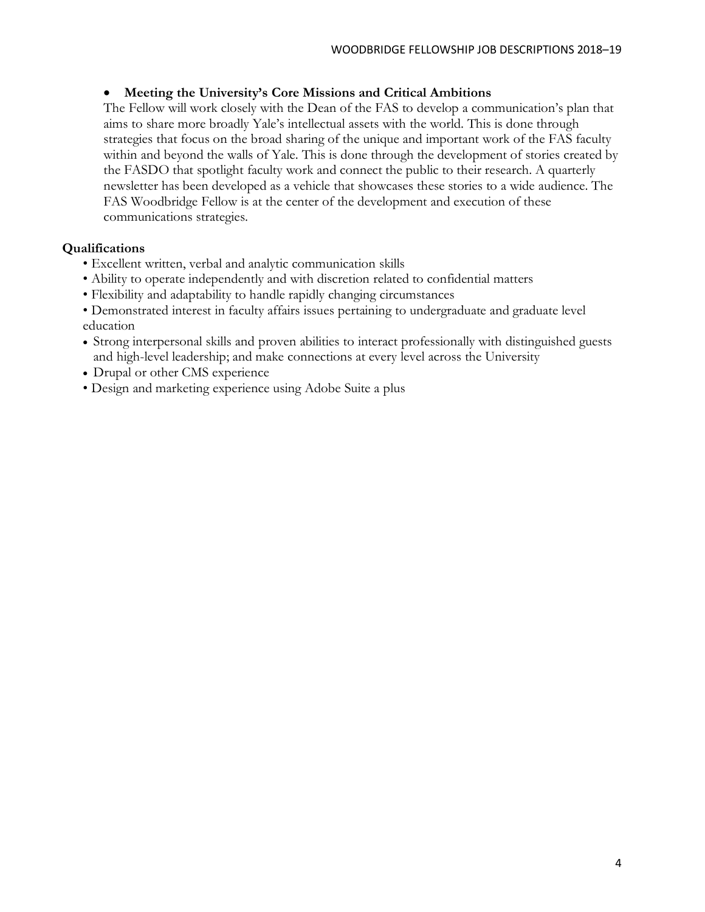- **Meeting the University's Core Missions and Critical Ambitions**

  The Fellow will work closely with the Dean of the FAS to develop a communication's plan that aims to share more broadly Yale's intellectual assets with the world. This is done through strategies that focus on the broad sharing of the unique and important work of the FAS faculty within and beyond the walls of Yale. This is done through the development of stories created by the FASDO that spotlight faculty work and connect the public to their research. A quarterly newsletter has been developed as a vehicle that showcases these stories to a wide audience. The FAS Woodbridge Fellow is at the center of the development and execution of these communications strategies.

**Qualifications**

- Excellent written, verbal and analytic communication skills
- Ability to operate independently and with discretion related to confidential matters
- Flexibility and adaptability to handle rapidly changing circumstances
- Demonstrated interest in faculty affairs issues pertaining to undergraduate and graduate level education
- Strong interpersonal skills and proven abilities to interact professionally with distinguished guests and high-level leadership; and make connections at every level across the University
- Drupal or other CMS experience
- Design and marketing experience using Adobe Suite a plus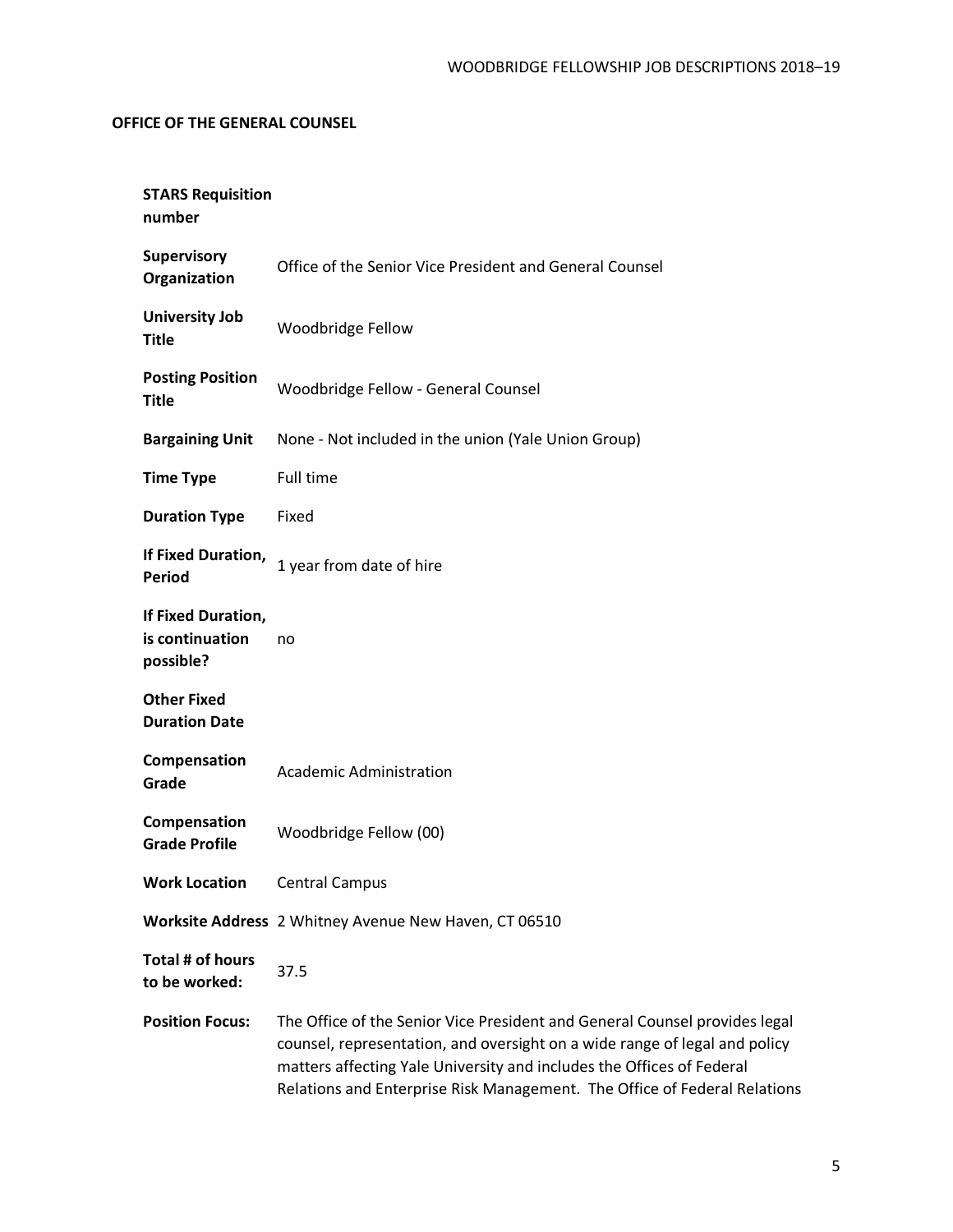## OFFICE OF THE GENERAL COUNSEL

| | |
|---|---|
| **STARS Requisition number** | |
| **Supervisory Organization** | Office of the Senior Vice President and General Counsel |
| **University Job Title** | Woodbridge Fellow |
| **Posting Position Title** | Woodbridge Fellow - General Counsel |
| **Bargaining Unit** | None - Not included in the union (Yale Union Group) |
| **Time Type** | Full time |
| **Duration Type** | Fixed |
| **If Fixed Duration, Period** | 1 year from date of hire |
| **If Fixed Duration, is continuation possible?** | no |
| **Other Fixed Duration Date** | |
| **Compensation Grade** | Academic Administration |
| **Compensation Grade Profile** | Woodbridge Fellow (00) |
| **Work Location** | Central Campus |
| **Worksite Address** | 2 Whitney Avenue New Haven, CT 06510 |
| **Total # of hours to be worked:** | 37.5 |
| **Position Focus:** | The Office of the Senior Vice President and General Counsel provides legal counsel, representation, and oversight on a wide range of legal and policy matters affecting Yale University and includes the Offices of Federal Relations and Enterprise Risk Management. The Office of Federal Relations |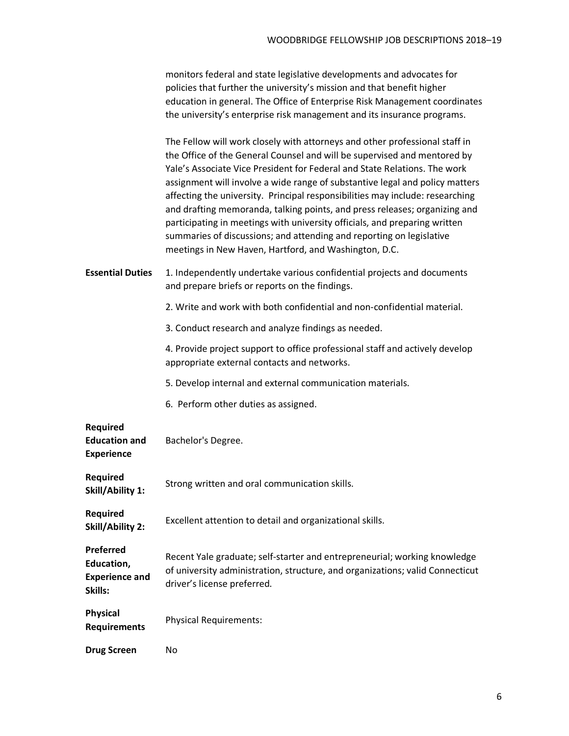monitors federal and state legislative developments and advocates for policies that further the university's mission and that benefit higher education in general. The Office of Enterprise Risk Management coordinates the university's enterprise risk management and its insurance programs.

The Fellow will work closely with attorneys and other professional staff in the Office of the General Counsel and will be supervised and mentored by Yale's Associate Vice President for Federal and State Relations. The work assignment will involve a wide range of substantive legal and policy matters affecting the university. Principal responsibilities may include: researching and drafting memoranda, talking points, and press releases; organizing and participating in meetings with university officials, and preparing written summaries of discussions; and attending and reporting on legislative meetings in New Haven, Hartford, and Washington, D.C.

| | |
|---|---|
| **Essential Duties** | 1. Independently undertake various confidential projects and documents and prepare briefs or reports on the findings.<br>2. Write and work with both confidential and non-confidential material.<br>3. Conduct research and analyze findings as needed.<br>4. Provide project support to office professional staff and actively develop appropriate external contacts and networks.<br>5. Develop internal and external communication materials.<br>6. Perform other duties as assigned. |
| **Required Education and Experience** | Bachelor's Degree. |
| **Required Skill/Ability 1:** | Strong written and oral communication skills. |
| **Required Skill/Ability 2:** | Excellent attention to detail and organizational skills. |
| **Preferred Education, Experience and Skills:** | Recent Yale graduate; self-starter and entrepreneurial; working knowledge of university administration, structure, and organizations; valid Connecticut driver's license preferred. |
| **Physical Requirements** | Physical Requirements: |
| **Drug Screen** | No |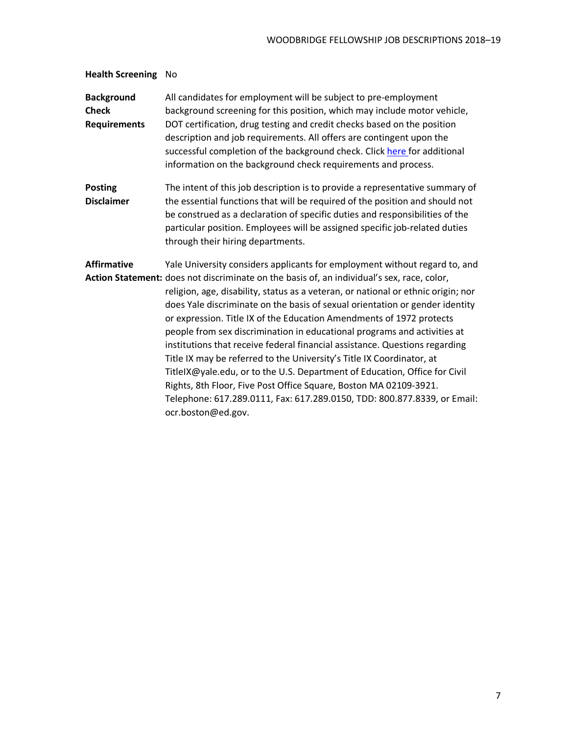**Health Screening** No

**Background Check Requirements** All candidates for employment will be subject to pre-employment background screening for this position, which may include motor vehicle, DOT certification, drug testing and credit checks based on the position description and job requirements. All offers are contingent upon the successful completion of the background check. Click here for additional information on the background check requirements and process.

**Posting Disclaimer** The intent of this job description is to provide a representative summary of the essential functions that will be required of the position and should not be construed as a declaration of specific duties and responsibilities of the particular position. Employees will be assigned specific job-related duties through their hiring departments.

**Affirmative Action Statement:** Yale University considers applicants for employment without regard to, and does not discriminate on the basis of, an individual's sex, race, color, religion, age, disability, status as a veteran, or national or ethnic origin; nor does Yale discriminate on the basis of sexual orientation or gender identity or expression. Title IX of the Education Amendments of 1972 protects people from sex discrimination in educational programs and activities at institutions that receive federal financial assistance. Questions regarding Title IX may be referred to the University's Title IX Coordinator, at TitleIX@yale.edu, or to the U.S. Department of Education, Office for Civil Rights, 8th Floor, Five Post Office Square, Boston MA 02109-3921. Telephone: 617.289.0111, Fax: 617.289.0150, TDD: 800.877.8339, or Email: ocr.boston@ed.gov.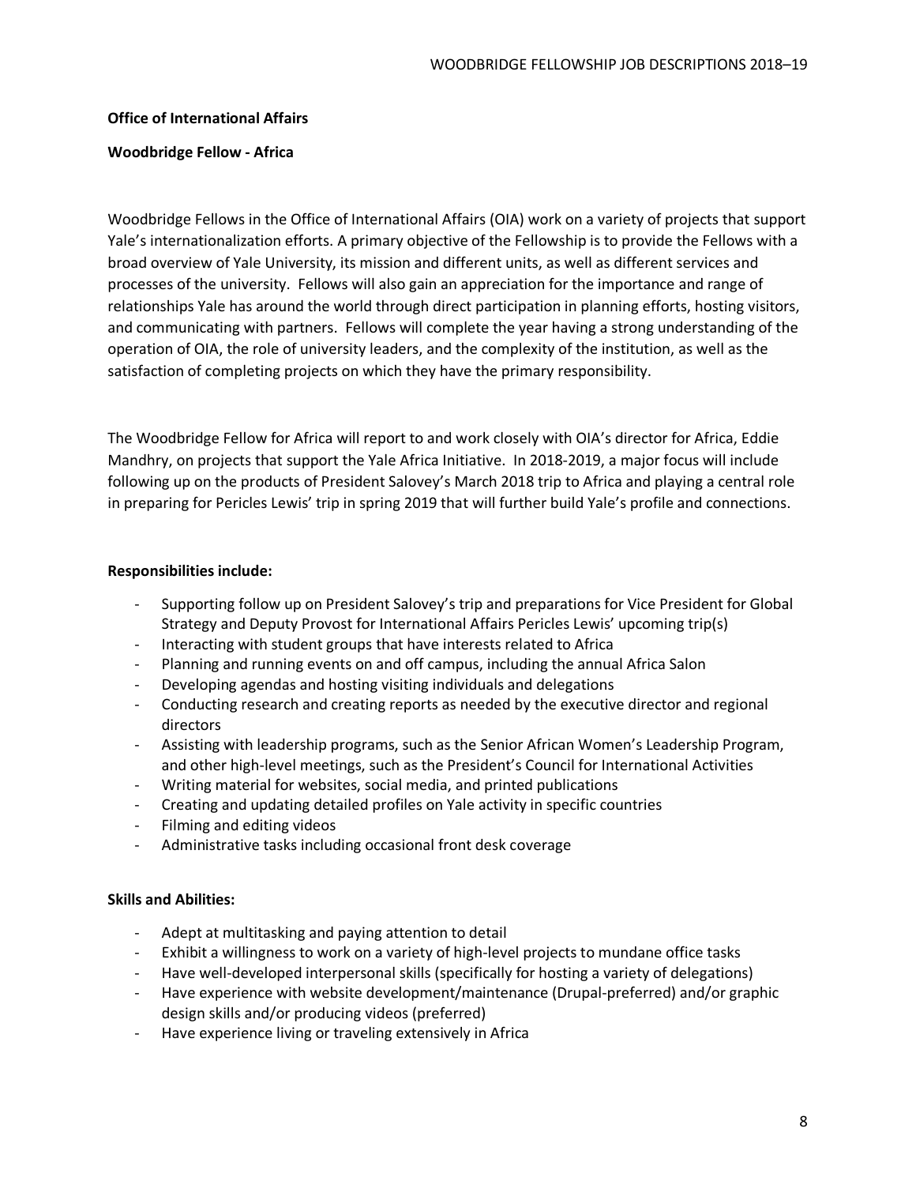**Office of International Affairs**

**Woodbridge Fellow - Africa**

Woodbridge Fellows in the Office of International Affairs (OIA) work on a variety of projects that support Yale's internationalization efforts. A primary objective of the Fellowship is to provide the Fellows with a broad overview of Yale University, its mission and different units, as well as different services and processes of the university. Fellows will also gain an appreciation for the importance and range of relationships Yale has around the world through direct participation in planning efforts, hosting visitors, and communicating with partners. Fellows will complete the year having a strong understanding of the operation of OIA, the role of university leaders, and the complexity of the institution, as well as the satisfaction of completing projects on which they have the primary responsibility.

The Woodbridge Fellow for Africa will report to and work closely with OIA's director for Africa, Eddie Mandhry, on projects that support the Yale Africa Initiative. In 2018-2019, a major focus will include following up on the products of President Salovey's March 2018 trip to Africa and playing a central role in preparing for Pericles Lewis' trip in spring 2019 that will further build Yale's profile and connections.

**Responsibilities include:**

- Supporting follow up on President Salovey's trip and preparations for Vice President for Global Strategy and Deputy Provost for International Affairs Pericles Lewis' upcoming trip(s)
- Interacting with student groups that have interests related to Africa
- Planning and running events on and off campus, including the annual Africa Salon
- Developing agendas and hosting visiting individuals and delegations
- Conducting research and creating reports as needed by the executive director and regional directors
- Assisting with leadership programs, such as the Senior African Women's Leadership Program, and other high-level meetings, such as the President's Council for International Activities
- Writing material for websites, social media, and printed publications
- Creating and updating detailed profiles on Yale activity in specific countries
- Filming and editing videos
- Administrative tasks including occasional front desk coverage

**Skills and Abilities:**

- Adept at multitasking and paying attention to detail
- Exhibit a willingness to work on a variety of high-level projects to mundane office tasks
- Have well-developed interpersonal skills (specifically for hosting a variety of delegations)
- Have experience with website development/maintenance (Drupal-preferred) and/or graphic design skills and/or producing videos (preferred)
- Have experience living or traveling extensively in Africa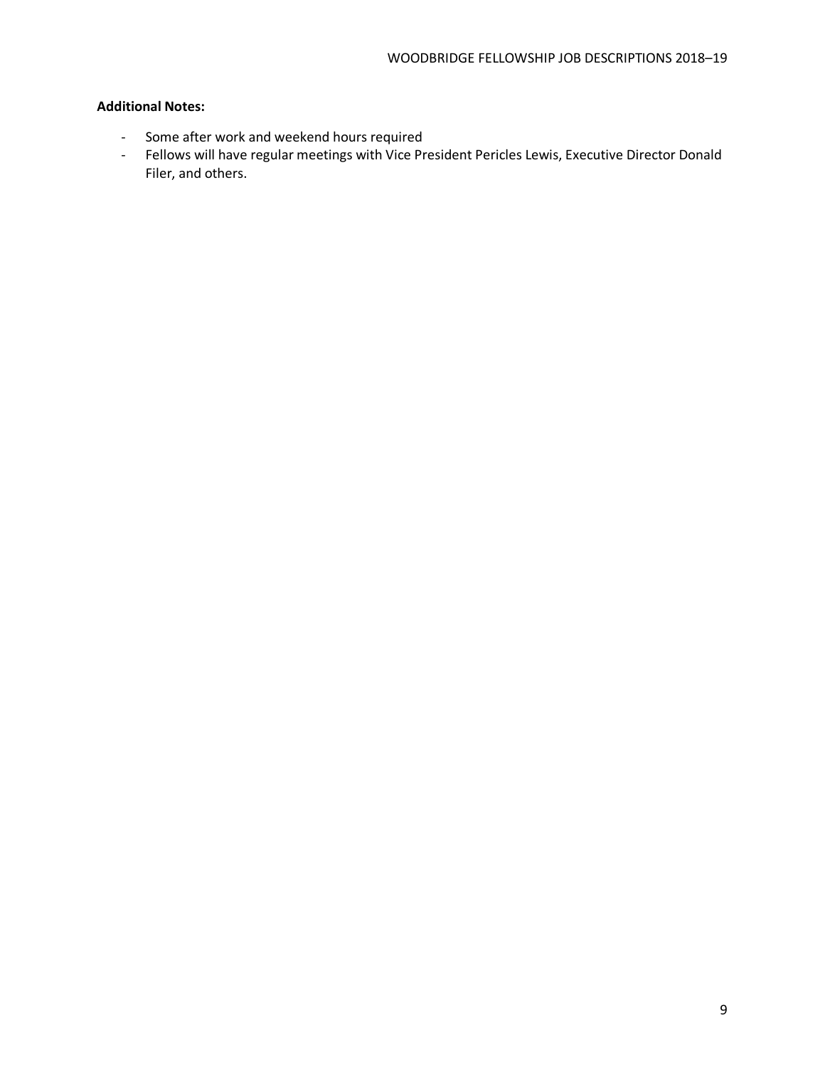**Additional Notes:**

- Some after work and weekend hours required
- Fellows will have regular meetings with Vice President Pericles Lewis, Executive Director Donald Filer, and others.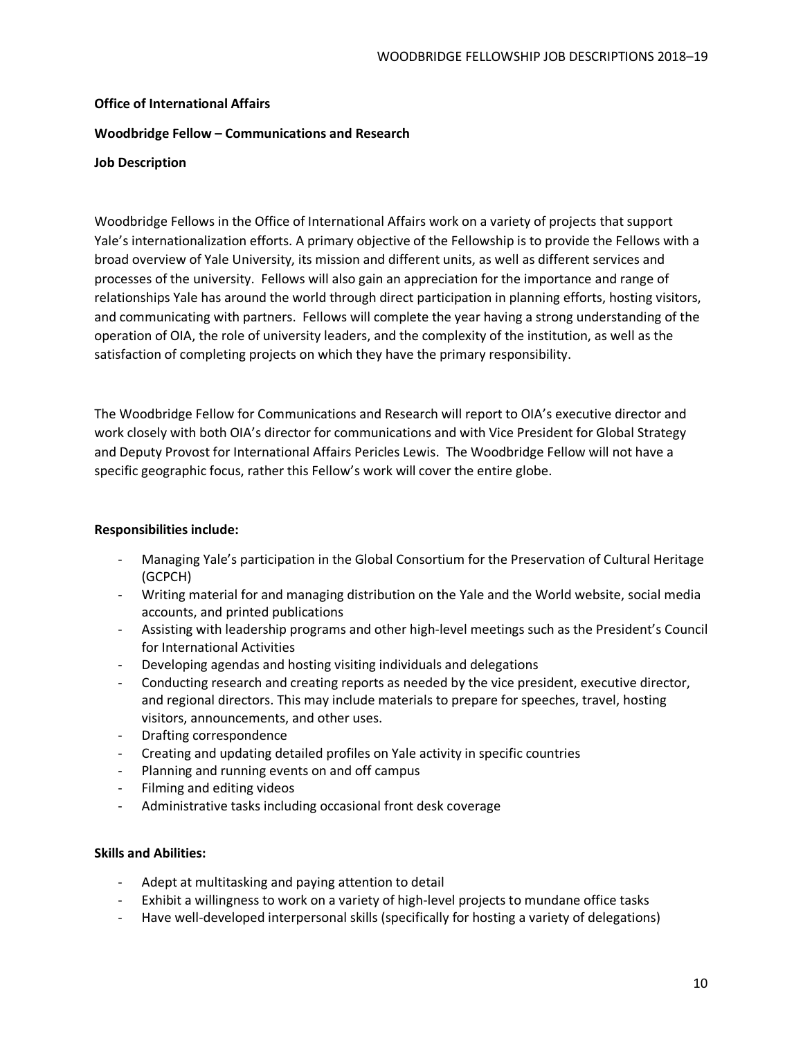**Office of International Affairs**

**Woodbridge Fellow – Communications and Research**

**Job Description**

Woodbridge Fellows in the Office of International Affairs work on a variety of projects that support Yale's internationalization efforts. A primary objective of the Fellowship is to provide the Fellows with a broad overview of Yale University, its mission and different units, as well as different services and processes of the university. Fellows will also gain an appreciation for the importance and range of relationships Yale has around the world through direct participation in planning efforts, hosting visitors, and communicating with partners. Fellows will complete the year having a strong understanding of the operation of OIA, the role of university leaders, and the complexity of the institution, as well as the satisfaction of completing projects on which they have the primary responsibility.

The Woodbridge Fellow for Communications and Research will report to OIA's executive director and work closely with both OIA's director for communications and with Vice President for Global Strategy and Deputy Provost for International Affairs Pericles Lewis. The Woodbridge Fellow will not have a specific geographic focus, rather this Fellow's work will cover the entire globe.

**Responsibilities include:**

- Managing Yale's participation in the Global Consortium for the Preservation of Cultural Heritage (GCPCH)
- Writing material for and managing distribution on the Yale and the World website, social media accounts, and printed publications
- Assisting with leadership programs and other high-level meetings such as the President's Council for International Activities
- Developing agendas and hosting visiting individuals and delegations
- Conducting research and creating reports as needed by the vice president, executive director, and regional directors. This may include materials to prepare for speeches, travel, hosting visitors, announcements, and other uses.
- Drafting correspondence
- Creating and updating detailed profiles on Yale activity in specific countries
- Planning and running events on and off campus
- Filming and editing videos
- Administrative tasks including occasional front desk coverage

**Skills and Abilities:**

- Adept at multitasking and paying attention to detail
- Exhibit a willingness to work on a variety of high-level projects to mundane office tasks
- Have well-developed interpersonal skills (specifically for hosting a variety of delegations)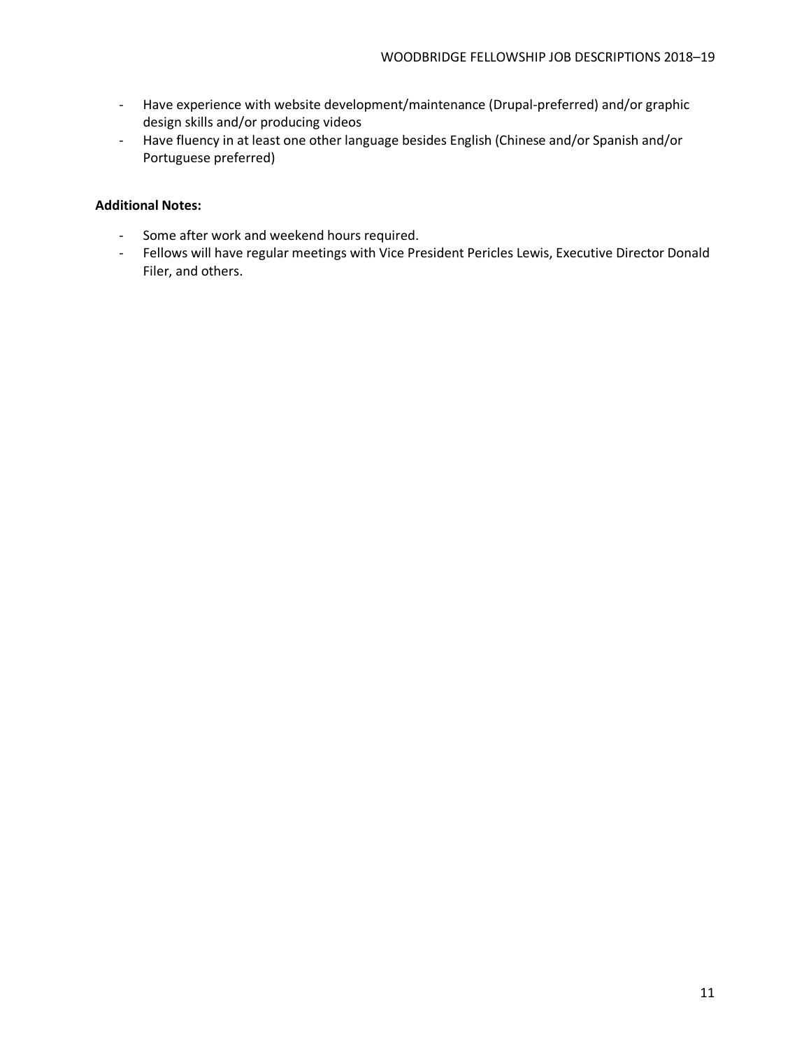- Have experience with website development/maintenance (Drupal-preferred) and/or graphic design skills and/or producing videos
- Have fluency in at least one other language besides English (Chinese and/or Spanish and/or Portuguese preferred)

**Additional Notes:**

- Some after work and weekend hours required.
- Fellows will have regular meetings with Vice President Pericles Lewis, Executive Director Donald Filer, and others.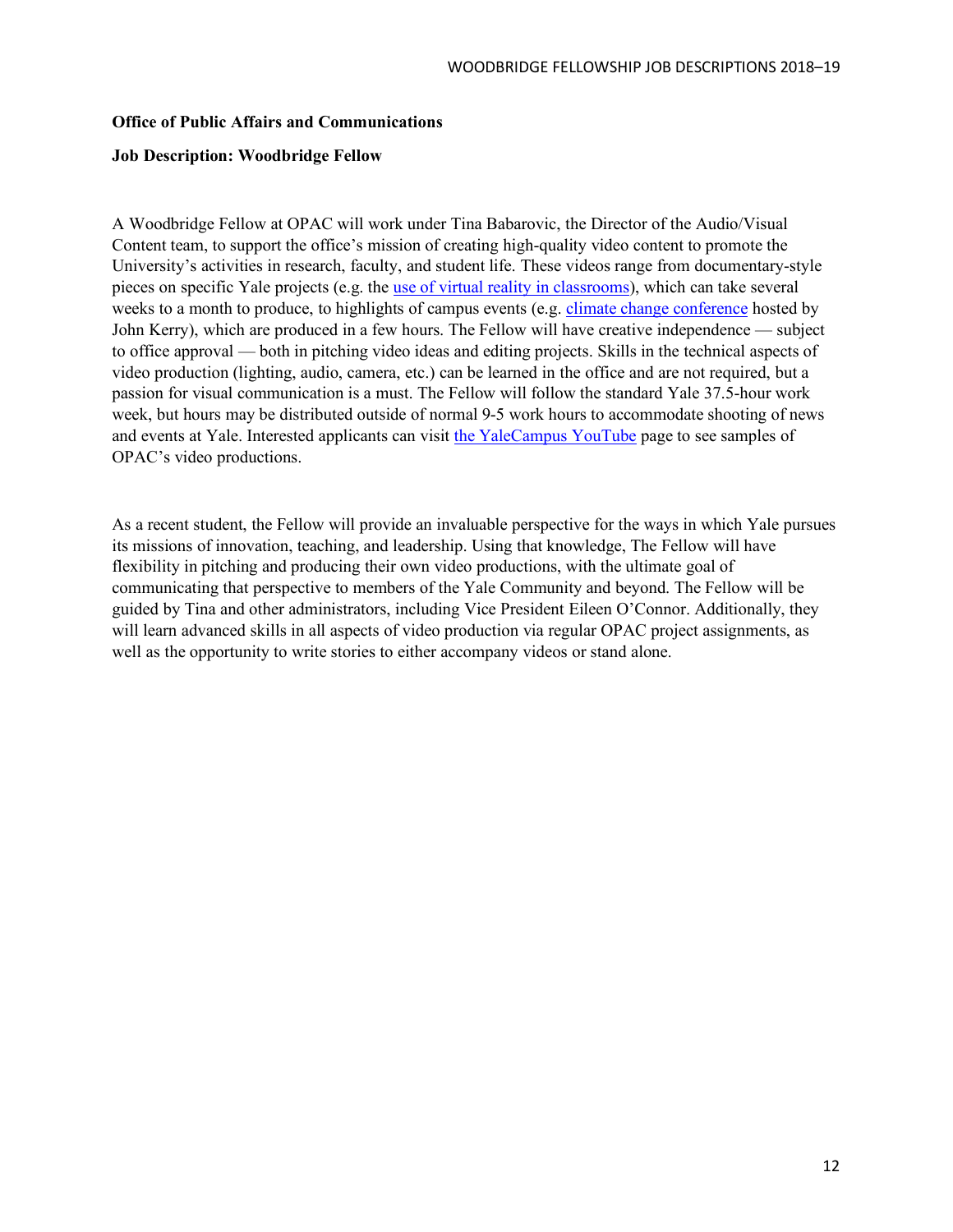**Office of Public Affairs and Communications**

**Job Description: Woodbridge Fellow**

A Woodbridge Fellow at OPAC will work under Tina Babarovic, the Director of the Audio/Visual Content team, to support the office's mission of creating high-quality video content to promote the University's activities in research, faculty, and student life. These videos range from documentary-style pieces on specific Yale projects (e.g. the use of virtual reality in classrooms), which can take several weeks to a month to produce, to highlights of campus events (e.g. climate change conference hosted by John Kerry), which are produced in a few hours. The Fellow will have creative independence — subject to office approval — both in pitching video ideas and editing projects. Skills in the technical aspects of video production (lighting, audio, camera, etc.) can be learned in the office and are not required, but a passion for visual communication is a must. The Fellow will follow the standard Yale 37.5-hour work week, but hours may be distributed outside of normal 9-5 work hours to accommodate shooting of news and events at Yale. Interested applicants can visit the YaleCampus YouTube page to see samples of OPAC's video productions.

As a recent student, the Fellow will provide an invaluable perspective for the ways in which Yale pursues its missions of innovation, teaching, and leadership. Using that knowledge, The Fellow will have flexibility in pitching and producing their own video productions, with the ultimate goal of communicating that perspective to members of the Yale Community and beyond. The Fellow will be guided by Tina and other administrators, including Vice President Eileen O'Connor. Additionally, they will learn advanced skills in all aspects of video production via regular OPAC project assignments, as well as the opportunity to write stories to either accompany videos or stand alone.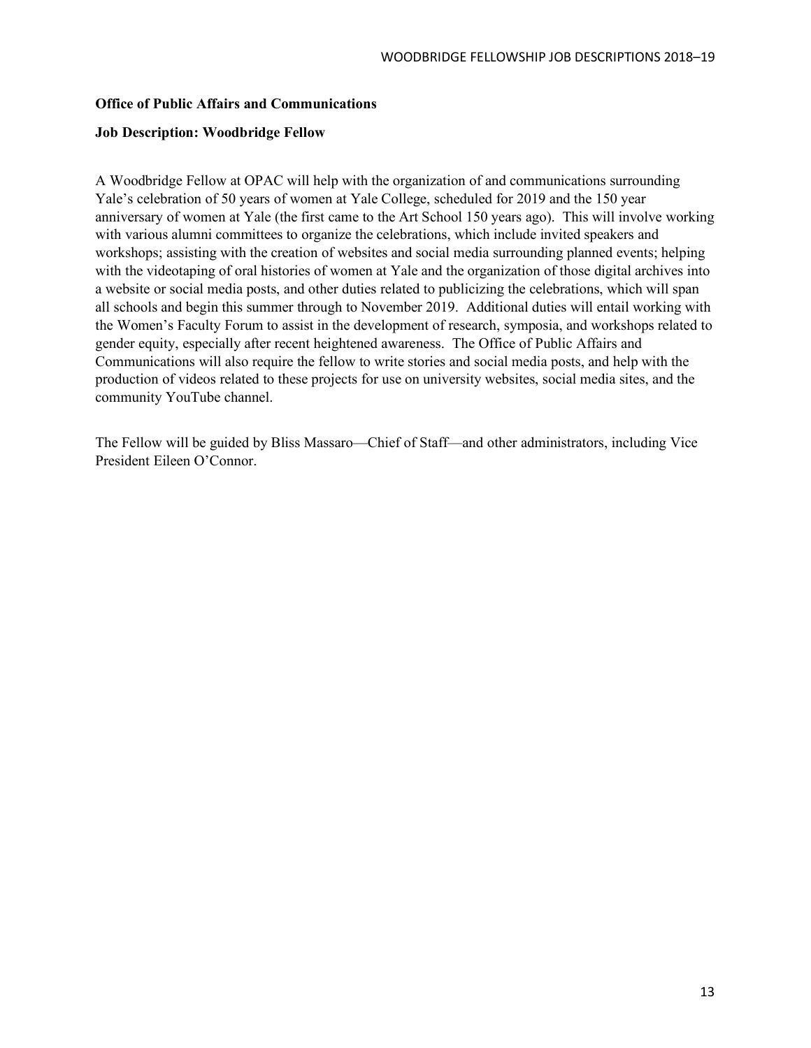**Office of Public Affairs and Communications**

**Job Description: Woodbridge Fellow**

A Woodbridge Fellow at OPAC will help with the organization of and communications surrounding Yale's celebration of 50 years of women at Yale College, scheduled for 2019 and the 150 year anniversary of women at Yale (the first came to the Art School 150 years ago). This will involve working with various alumni committees to organize the celebrations, which include invited speakers and workshops; assisting with the creation of websites and social media surrounding planned events; helping with the videotaping of oral histories of women at Yale and the organization of those digital archives into a website or social media posts, and other duties related to publicizing the celebrations, which will span all schools and begin this summer through to November 2019. Additional duties will entail working with the Women's Faculty Forum to assist in the development of research, symposia, and workshops related to gender equity, especially after recent heightened awareness. The Office of Public Affairs and Communications will also require the fellow to write stories and social media posts, and help with the production of videos related to these projects for use on university websites, social media sites, and the community YouTube channel.

The Fellow will be guided by Bliss Massaro—Chief of Staff—and other administrators, including Vice President Eileen O'Connor.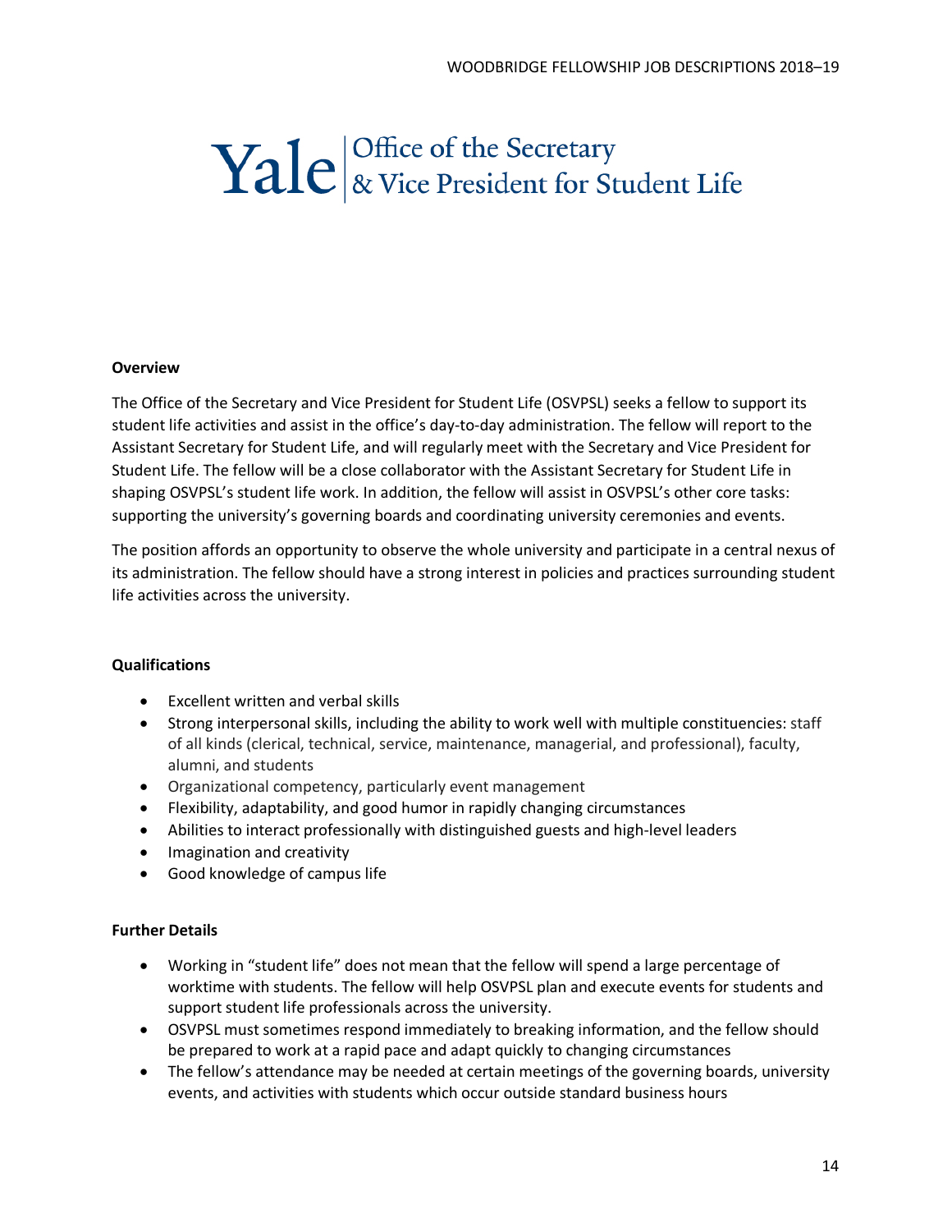# Yale | Office of the Secretary & Vice President for Student Life

**Overview**

The Office of the Secretary and Vice President for Student Life (OSVPSL) seeks a fellow to support its student life activities and assist in the office's day-to-day administration. The fellow will report to the Assistant Secretary for Student Life, and will regularly meet with the Secretary and Vice President for Student Life. The fellow will be a close collaborator with the Assistant Secretary for Student Life in shaping OSVPSL's student life work. In addition, the fellow will assist in OSVPSL's other core tasks: supporting the university's governing boards and coordinating university ceremonies and events.

The position affords an opportunity to observe the whole university and participate in a central nexus of its administration. The fellow should have a strong interest in policies and practices surrounding student life activities across the university.

**Qualifications**

- Excellent written and verbal skills
- Strong interpersonal skills, including the ability to work well with multiple constituencies: staff of all kinds (clerical, technical, service, maintenance, managerial, and professional), faculty, alumni, and students
- Organizational competency, particularly event management
- Flexibility, adaptability, and good humor in rapidly changing circumstances
- Abilities to interact professionally with distinguished guests and high-level leaders
- Imagination and creativity
- Good knowledge of campus life

**Further Details**

- Working in "student life" does not mean that the fellow will spend a large percentage of worktime with students. The fellow will help OSVPSL plan and execute events for students and support student life professionals across the university.
- OSVPSL must sometimes respond immediately to breaking information, and the fellow should be prepared to work at a rapid pace and adapt quickly to changing circumstances
- The fellow's attendance may be needed at certain meetings of the governing boards, university events, and activities with students which occur outside standard business hours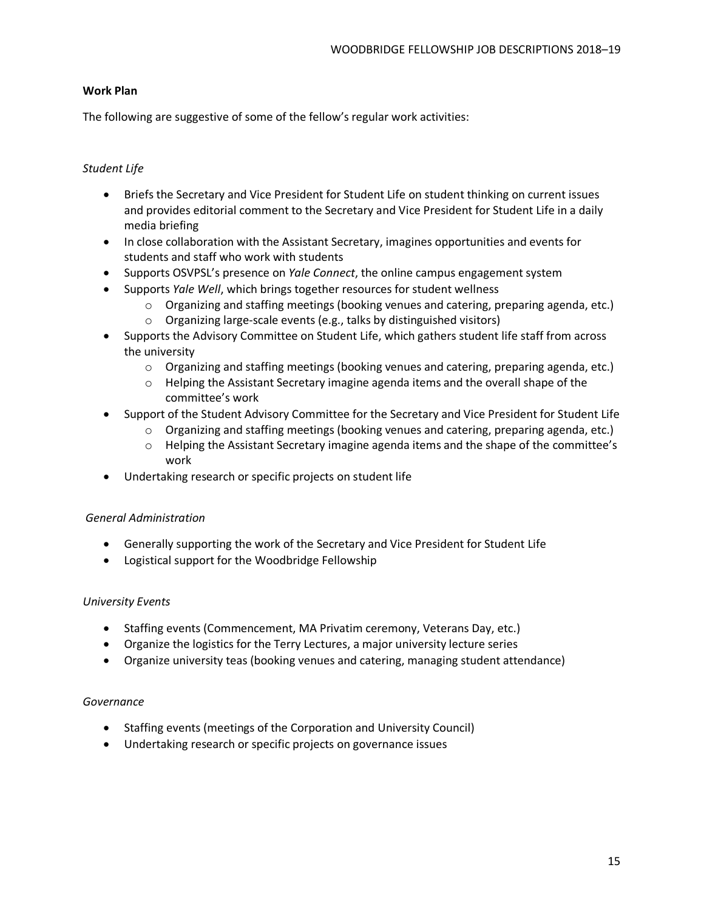**Work Plan**

The following are suggestive of some of the fellow's regular work activities:

*Student Life*

- Briefs the Secretary and Vice President for Student Life on student thinking on current issues and provides editorial comment to the Secretary and Vice President for Student Life in a daily media briefing
- In close collaboration with the Assistant Secretary, imagines opportunities and events for students and staff who work with students
- Supports OSVPSL's presence on *Yale Connect*, the online campus engagement system
- Supports *Yale Well*, which brings together resources for student wellness
    - Organizing and staffing meetings (booking venues and catering, preparing agenda, etc.)
    - Organizing large-scale events (e.g., talks by distinguished visitors)
- Supports the Advisory Committee on Student Life, which gathers student life staff from across the university
    - Organizing and staffing meetings (booking venues and catering, preparing agenda, etc.)
    - Helping the Assistant Secretary imagine agenda items and the overall shape of the committee's work
- Support of the Student Advisory Committee for the Secretary and Vice President for Student Life
    - Organizing and staffing meetings (booking venues and catering, preparing agenda, etc.)
    - Helping the Assistant Secretary imagine agenda items and the shape of the committee's work
- Undertaking research or specific projects on student life

*General Administration*

- Generally supporting the work of the Secretary and Vice President for Student Life
- Logistical support for the Woodbridge Fellowship

*University Events*

- Staffing events (Commencement, MA Privatim ceremony, Veterans Day, etc.)
- Organize the logistics for the Terry Lectures, a major university lecture series
- Organize university teas (booking venues and catering, managing student attendance)

*Governance*

- Staffing events (meetings of the Corporation and University Council)
- Undertaking research or specific projects on governance issues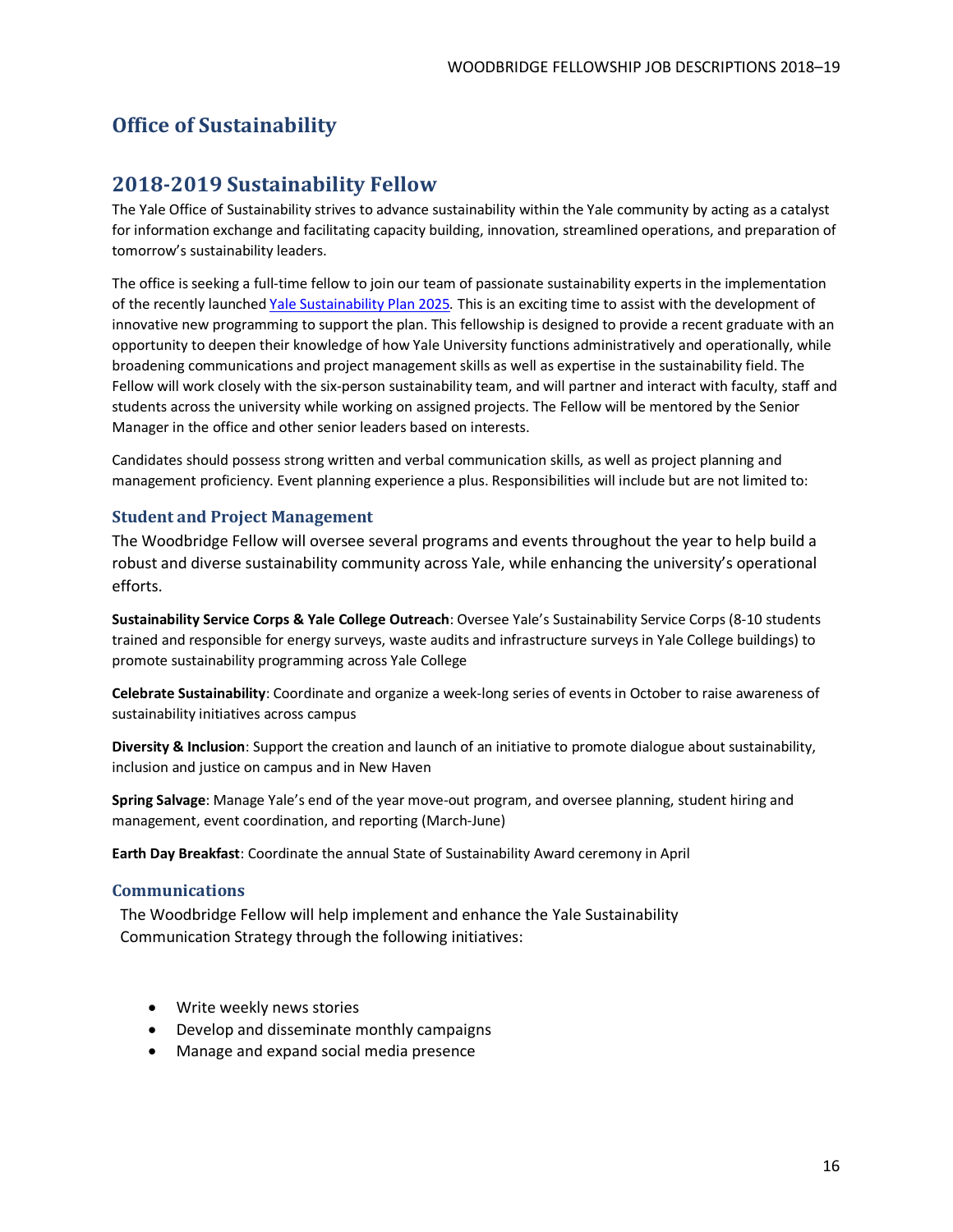# Office of Sustainability

## 2018-2019 Sustainability Fellow

The Yale Office of Sustainability strives to advance sustainability within the Yale community by acting as a catalyst for information exchange and facilitating capacity building, innovation, streamlined operations, and preparation of tomorrow's sustainability leaders.

The office is seeking a full-time fellow to join our team of passionate sustainability experts in the implementation of the recently launched Yale Sustainability Plan 2025. This is an exciting time to assist with the development of innovative new programming to support the plan. This fellowship is designed to provide a recent graduate with an opportunity to deepen their knowledge of how Yale University functions administratively and operationally, while broadening communications and project management skills as well as expertise in the sustainability field. The Fellow will work closely with the six-person sustainability team, and will partner and interact with faculty, staff and students across the university while working on assigned projects. The Fellow will be mentored by the Senior Manager in the office and other senior leaders based on interests.

Candidates should possess strong written and verbal communication skills, as well as project planning and management proficiency. Event planning experience a plus. Responsibilities will include but are not limited to:

### Student and Project Management

The Woodbridge Fellow will oversee several programs and events throughout the year to help build a robust and diverse sustainability community across Yale, while enhancing the university's operational efforts.

**Sustainability Service Corps & Yale College Outreach**: Oversee Yale's Sustainability Service Corps (8-10 students trained and responsible for energy surveys, waste audits and infrastructure surveys in Yale College buildings) to promote sustainability programming across Yale College

**Celebrate Sustainability**: Coordinate and organize a week-long series of events in October to raise awareness of sustainability initiatives across campus

**Diversity & Inclusion**: Support the creation and launch of an initiative to promote dialogue about sustainability, inclusion and justice on campus and in New Haven

**Spring Salvage**: Manage Yale's end of the year move-out program, and oversee planning, student hiring and management, event coordination, and reporting (March-June)

**Earth Day Breakfast**: Coordinate the annual State of Sustainability Award ceremony in April

### Communications

The Woodbridge Fellow will help implement and enhance the Yale Sustainability Communication Strategy through the following initiatives:

- Write weekly news stories
- Develop and disseminate monthly campaigns
- Manage and expand social media presence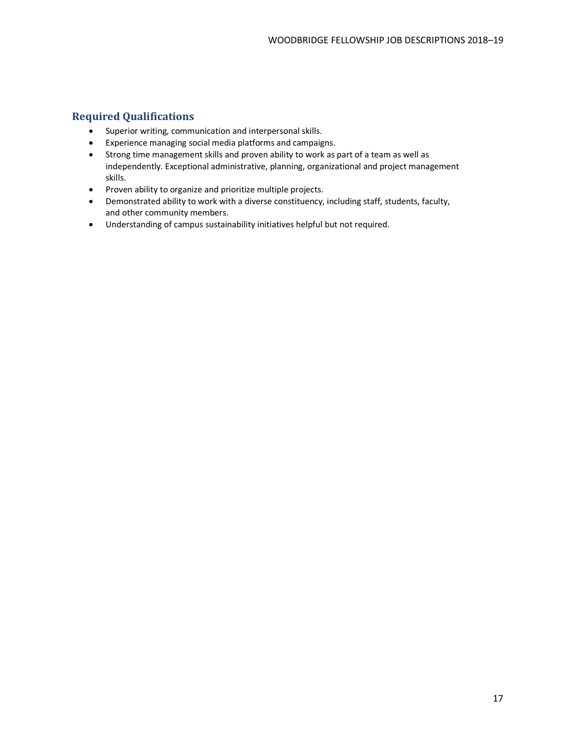## Required Qualifications

- Superior writing, communication and interpersonal skills.
- Experience managing social media platforms and campaigns.
- Strong time management skills and proven ability to work as part of a team as well as independently. Exceptional administrative, planning, organizational and project management skills.
- Proven ability to organize and prioritize multiple projects.
- Demonstrated ability to work with a diverse constituency, including staff, students, faculty, and other community members.
- Understanding of campus sustainability initiatives helpful but not required.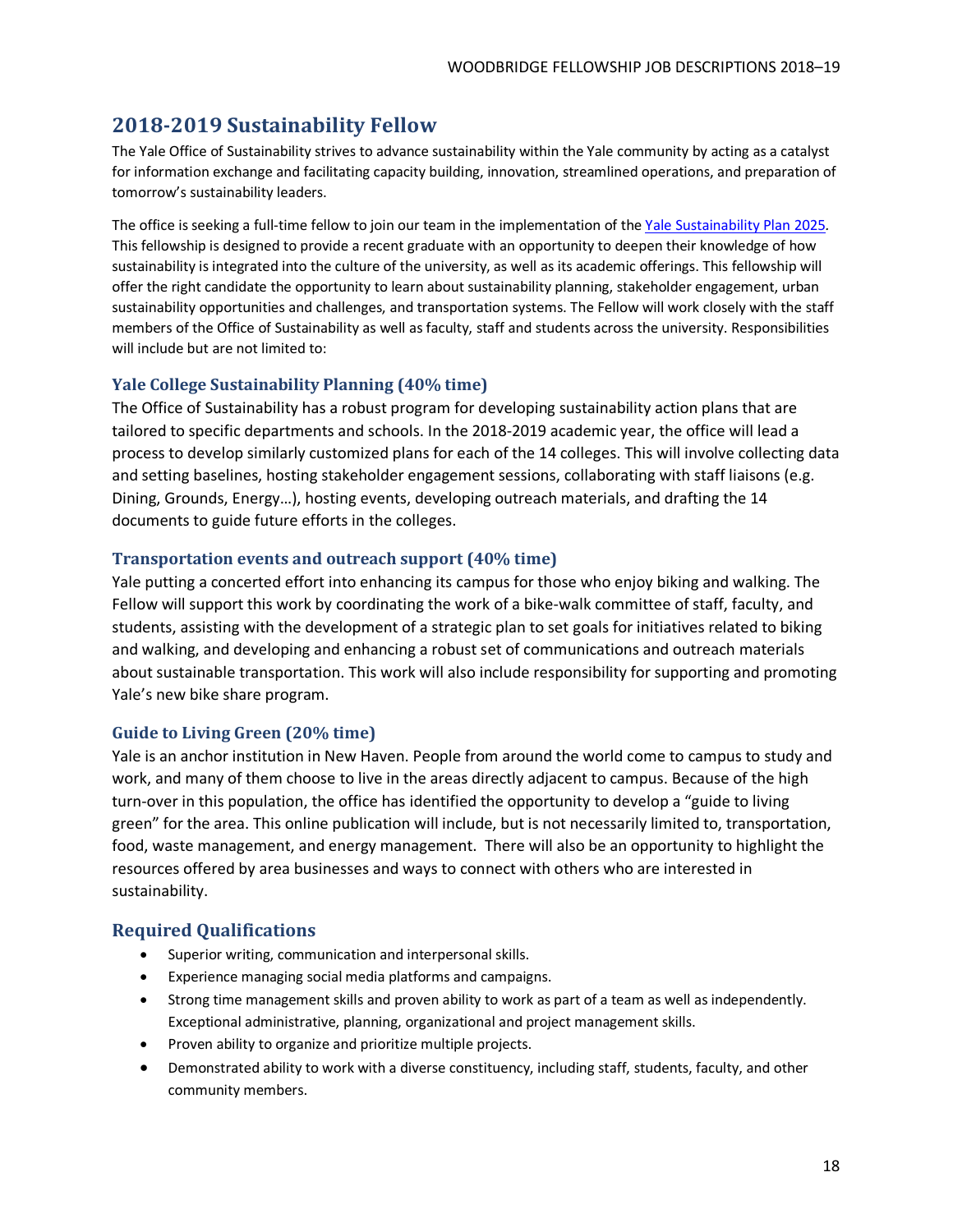## 2018-2019 Sustainability Fellow

The Yale Office of Sustainability strives to advance sustainability within the Yale community by acting as a catalyst for information exchange and facilitating capacity building, innovation, streamlined operations, and preparation of tomorrow's sustainability leaders.

The office is seeking a full-time fellow to join our team in the implementation of the Yale Sustainability Plan 2025. This fellowship is designed to provide a recent graduate with an opportunity to deepen their knowledge of how sustainability is integrated into the culture of the university, as well as its academic offerings. This fellowship will offer the right candidate the opportunity to learn about sustainability planning, stakeholder engagement, urban sustainability opportunities and challenges, and transportation systems. The Fellow will work closely with the staff members of the Office of Sustainability as well as faculty, staff and students across the university. Responsibilities will include but are not limited to:

### Yale College Sustainability Planning (40% time)

The Office of Sustainability has a robust program for developing sustainability action plans that are tailored to specific departments and schools. In the 2018-2019 academic year, the office will lead a process to develop similarly customized plans for each of the 14 colleges. This will involve collecting data and setting baselines, hosting stakeholder engagement sessions, collaborating with staff liaisons (e.g. Dining, Grounds, Energy…), hosting events, developing outreach materials, and drafting the 14 documents to guide future efforts in the colleges.

### Transportation events and outreach support (40% time)

Yale putting a concerted effort into enhancing its campus for those who enjoy biking and walking. The Fellow will support this work by coordinating the work of a bike-walk committee of staff, faculty, and students, assisting with the development of a strategic plan to set goals for initiatives related to biking and walking, and developing and enhancing a robust set of communications and outreach materials about sustainable transportation. This work will also include responsibility for supporting and promoting Yale's new bike share program.

### Guide to Living Green (20% time)

Yale is an anchor institution in New Haven. People from around the world come to campus to study and work, and many of them choose to live in the areas directly adjacent to campus. Because of the high turn-over in this population, the office has identified the opportunity to develop a "guide to living green" for the area. This online publication will include, but is not necessarily limited to, transportation, food, waste management, and energy management. There will also be an opportunity to highlight the resources offered by area businesses and ways to connect with others who are interested in sustainability.

### Required Qualifications

- Superior writing, communication and interpersonal skills.
- Experience managing social media platforms and campaigns.
- Strong time management skills and proven ability to work as part of a team as well as independently. Exceptional administrative, planning, organizational and project management skills.
- Proven ability to organize and prioritize multiple projects.
- Demonstrated ability to work with a diverse constituency, including staff, students, faculty, and other community members.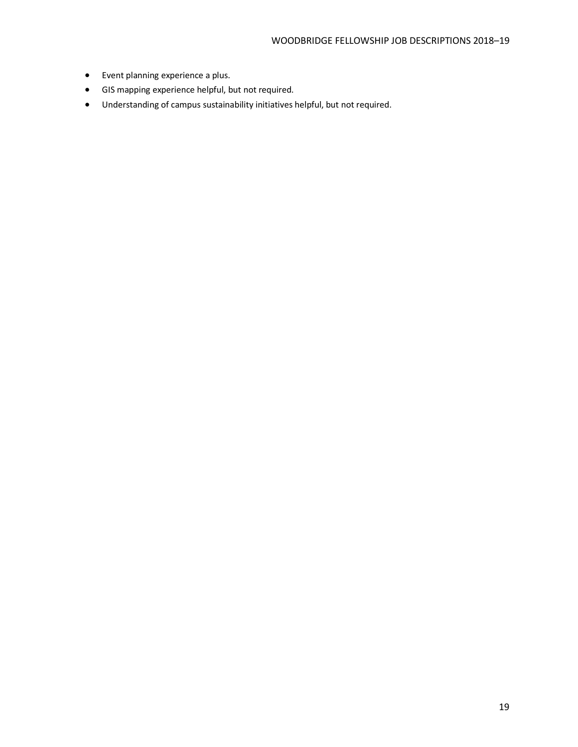- Event planning experience a plus.
- GIS mapping experience helpful, but not required.
- Understanding of campus sustainability initiatives helpful, but not required.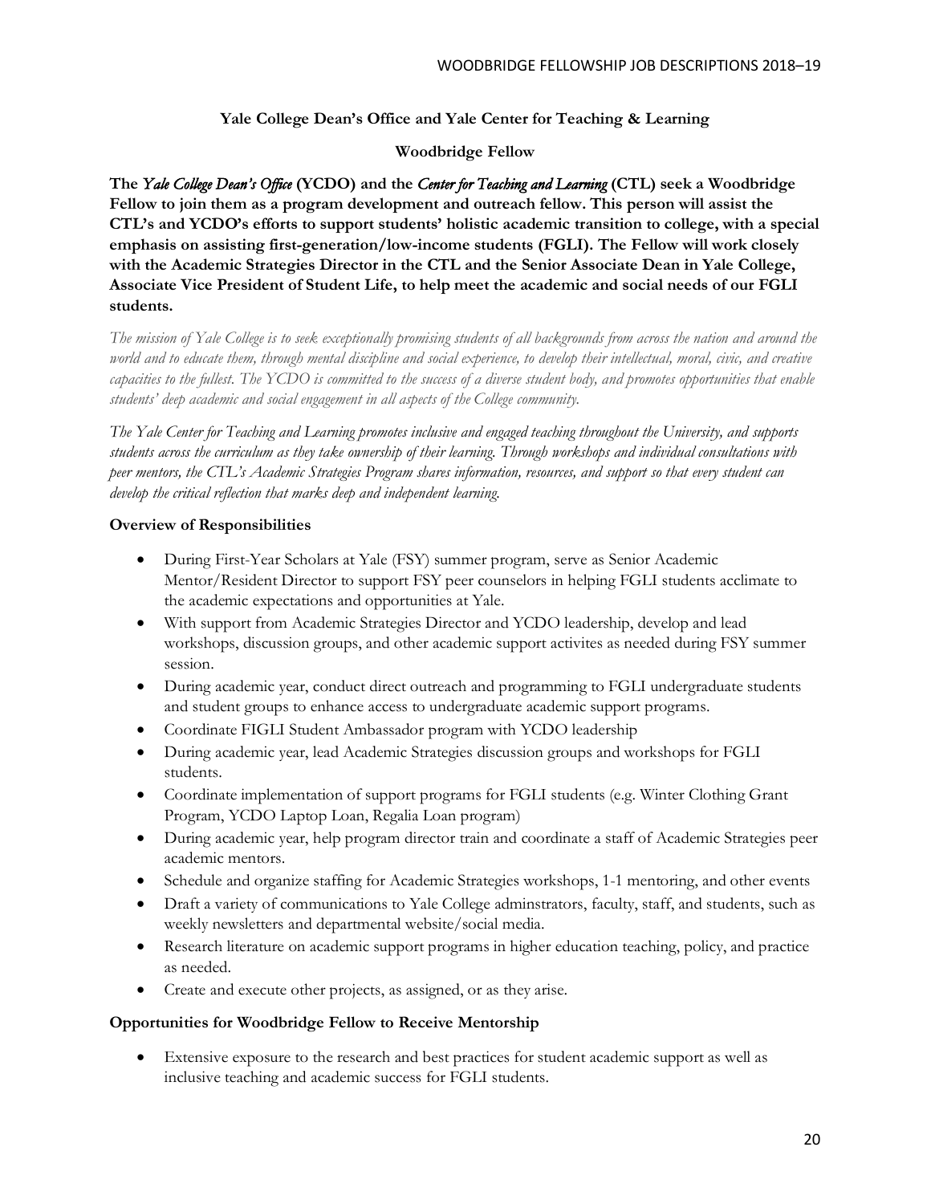**Yale College Dean's Office and Yale Center for Teaching & Learning**

**Woodbridge Fellow**

**The *Yale College Dean's Office* (YCDO) and the *Center for Teaching and Learning* (CTL) seek a Woodbridge Fellow to join them as a program development and outreach fellow. This person will assist the CTL's and YCDO's efforts to support students' holistic academic transition to college, with a special emphasis on assisting first-generation/low-income students (FGLI). The Fellow will work closely with the Academic Strategies Director in the CTL and the Senior Associate Dean in Yale College, Associate Vice President of Student Life, to help meet the academic and social needs of our FGLI students.**

*The mission of Yale College is to seek exceptionally promising students of all backgrounds from across the nation and around the world and to educate them, through mental discipline and social experience, to develop their intellectual, moral, civic, and creative capacities to the fullest. The YCDO is committed to the success of a diverse student body, and promotes opportunities that enable students' deep academic and social engagement in all aspects of the College community.*

*The Yale Center for Teaching and Learning promotes inclusive and engaged teaching throughout the University, and supports students across the curriculum as they take ownership of their learning. Through workshops and individual consultations with peer mentors, the CTL's Academic Strategies Program shares information, resources, and support so that every student can develop the critical reflection that marks deep and independent learning.*

**Overview of Responsibilities**

- During First-Year Scholars at Yale (FSY) summer program, serve as Senior Academic Mentor/Resident Director to support FSY peer counselors in helping FGLI students acclimate to the academic expectations and opportunities at Yale.
- With support from Academic Strategies Director and YCDO leadership, develop and lead workshops, discussion groups, and other academic support activites as needed during FSY summer session.
- During academic year, conduct direct outreach and programming to FGLI undergraduate students and student groups to enhance access to undergraduate academic support programs.
- Coordinate FIGLI Student Ambassador program with YCDO leadership
- During academic year, lead Academic Strategies discussion groups and workshops for FGLI students.
- Coordinate implementation of support programs for FGLI students (e.g. Winter Clothing Grant Program, YCDO Laptop Loan, Regalia Loan program)
- During academic year, help program director train and coordinate a staff of Academic Strategies peer academic mentors.
- Schedule and organize staffing for Academic Strategies workshops, 1-1 mentoring, and other events
- Draft a variety of communications to Yale College adminstrators, faculty, staff, and students, such as weekly newsletters and departmental website/social media.
- Research literature on academic support programs in higher education teaching, policy, and practice as needed.
- Create and execute other projects, as assigned, or as they arise.

**Opportunities for Woodbridge Fellow to Receive Mentorship**

- Extensive exposure to the research and best practices for student academic support as well as inclusive teaching and academic success for FGLI students.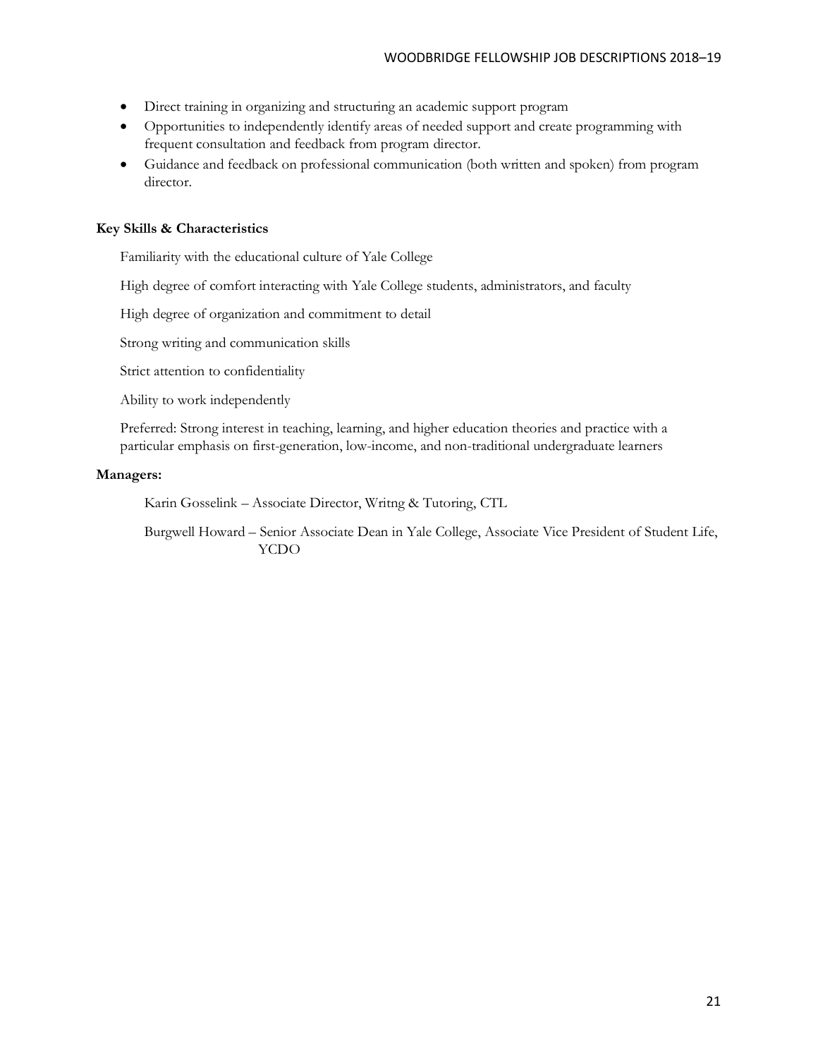- Direct training in organizing and structuring an academic support program
- Opportunities to independently identify areas of needed support and create programming with frequent consultation and feedback from program director.
- Guidance and feedback on professional communication (both written and spoken) from program director.

**Key Skills & Characteristics**

Familiarity with the educational culture of Yale College

High degree of comfort interacting with Yale College students, administrators, and faculty

High degree of organization and commitment to detail

Strong writing and communication skills

Strict attention to confidentiality

Ability to work independently

Preferred: Strong interest in teaching, learning, and higher education theories and practice with a particular emphasis on first-generation, low-income, and non-traditional undergraduate learners

**Managers:**

Karin Gosselink – Associate Director, Writng & Tutoring, CTL

Burgwell Howard – Senior Associate Dean in Yale College, Associate Vice President of Student Life, YCDO